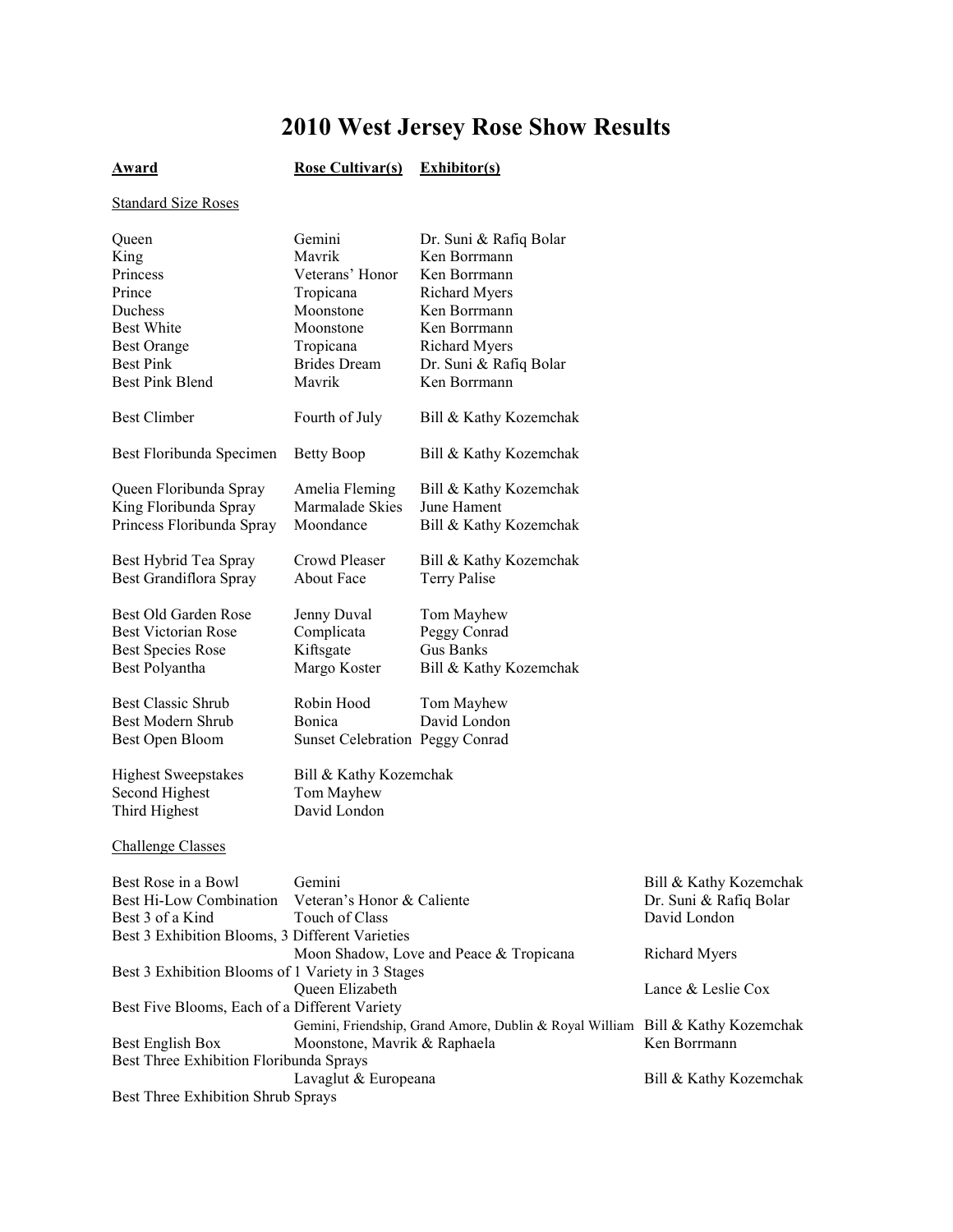# 2010 West Jersey Rose Show Results

| **Award** | **Rose Cultivar(s)** | **Exhibitor(s)** |
|---|---|---|
| Standard Size Roses | | |
| Queen | Gemini | Dr. Suni & Rafiq Bolar |
| King | Mavrik | Ken Borrmann |
| Princess | Veterans' Honor | Ken Borrmann |
| Prince | Tropicana | Richard Myers |
| Duchess | Moonstone | Ken Borrmann |
| Best White | Moonstone | Ken Borrmann |
| Best Orange | Tropicana | Richard Myers |
| Best Pink | Brides Dream | Dr. Suni & Rafiq Bolar |
| Best Pink Blend | Mavrik | Ken Borrmann |
| Best Climber | Fourth of July | Bill & Kathy Kozemchak |
| Best Floribunda Specimen | Betty Boop | Bill & Kathy Kozemchak |
| Queen Floribunda Spray | Amelia Fleming | Bill & Kathy Kozemchak |
| King Floribunda Spray | Marmalade Skies | June Hament |
| Princess Floribunda Spray | Moondance | Bill & Kathy Kozemchak |
| Best Hybrid Tea Spray | Crowd Pleaser | Bill & Kathy Kozemchak |
| Best Grandiflora Spray | About Face | Terry Palise |
| Best Old Garden Rose | Jenny Duval | Tom Mayhew |
| Best Victorian Rose | Complicata | Peggy Conrad |
| Best Species Rose | Kiftsgate | Gus Banks |
| Best Polyantha | Margo Koster | Bill & Kathy Kozemchak |
| Best Classic Shrub | Robin Hood | Tom Mayhew |
| Best Modern Shrub | Bonica | David London |
| Best Open Bloom | Sunset Celebration | Peggy Conrad |
| Highest Sweepstakes | Bill & Kathy Kozemchak | |
| Second Highest | Tom Mayhew | |
| Third Highest | David London | |

Challenge Classes

| Award | Rose Cultivar(s) | Exhibitor(s) |
|---|---|---|
| Best Rose in a Bowl | Gemini | Bill & Kathy Kozemchak |
| Best Hi-Low Combination | Veteran's Honor & Caliente | Dr. Suni & Rafiq Bolar |
| Best 3 of a Kind | Touch of Class | David London |
| Best 3 Exhibition Blooms, 3 Different Varieties | Moon Shadow, Love and Peace & Tropicana | Richard Myers |
| Best 3 Exhibition Blooms of 1 Variety in 3 Stages | Queen Elizabeth | Lance & Leslie Cox |
| Best Five Blooms, Each of a Different Variety | Gemini, Friendship, Grand Amore, Dublin & Royal William | Bill & Kathy Kozemchak |
| Best English Box | Moonstone, Mavrik & Raphaela | Ken Borrmann |
| Best Three Exhibition Floribunda Sprays | Lavaglut & Europeana | Bill & Kathy Kozemchak |
| Best Three Exhibition Shrub Sprays | | |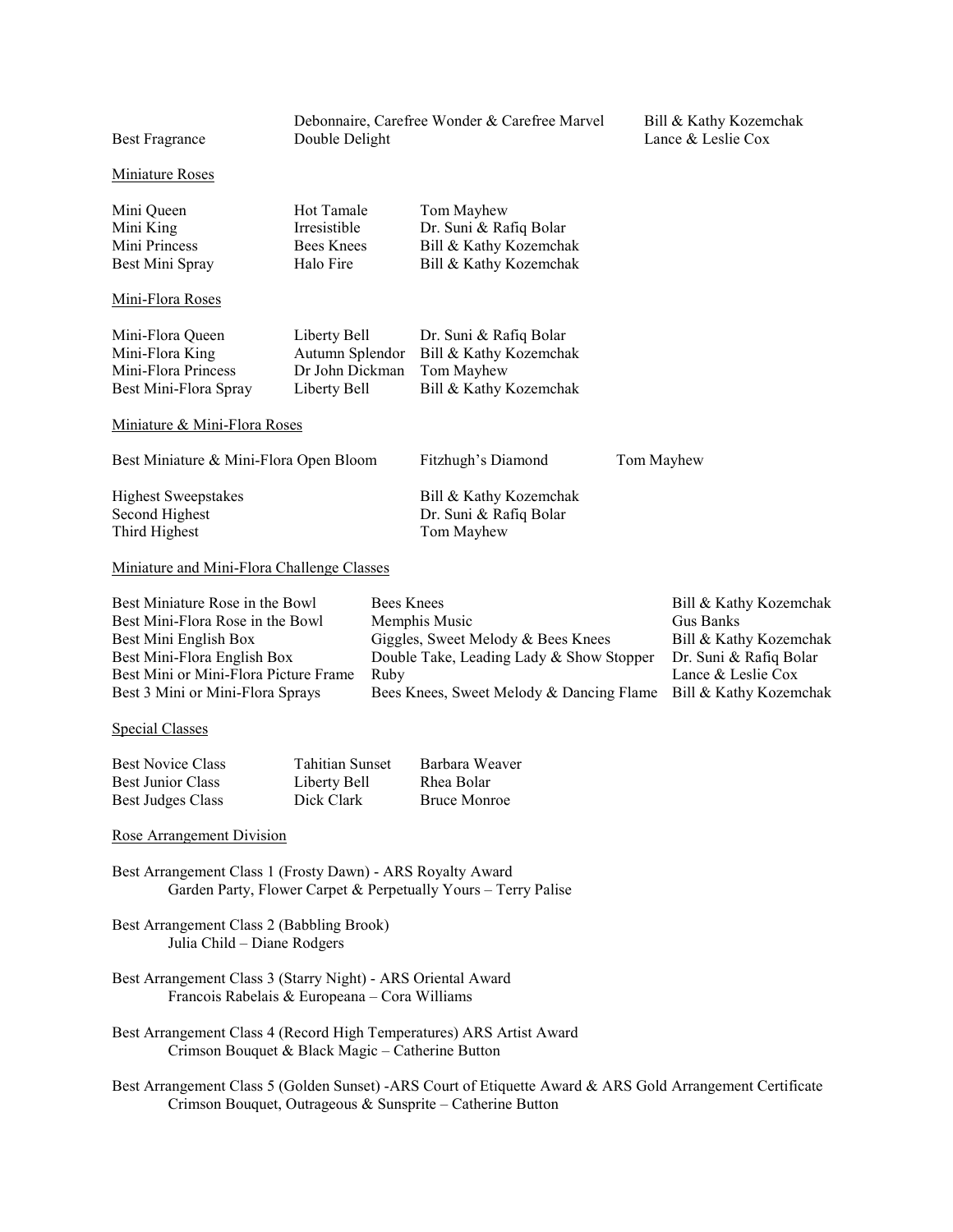| | | |
|---|---|---|
| | Debonnaire, Carefree Wonder & Carefree Marvel | Bill & Kathy Kozemchak |
| Best Fragrance | Double Delight | Lance & Leslie Cox |

Miniature Roses

| | | |
|---|---|---|
| Mini Queen | Hot Tamale | Tom Mayhew |
| Mini King | Irresistible | Dr. Suni & Rafiq Bolar |
| Mini Princess | Bees Knees | Bill & Kathy Kozemchak |
| Best Mini Spray | Halo Fire | Bill & Kathy Kozemchak |

Mini-Flora Roses

| | | |
|---|---|---|
| Mini-Flora Queen | Liberty Bell | Dr. Suni & Rafiq Bolar |
| Mini-Flora King | Autumn Splendor | Bill & Kathy Kozemchak |
| Mini-Flora Princess | Dr John Dickman | Tom Mayhew |
| Best Mini-Flora Spray | Liberty Bell | Bill & Kathy Kozemchak |

Miniature & Mini-Flora Roses

| | | |
|---|---|---|
| Best Miniature & Mini-Flora Open Bloom | Fitzhugh's Diamond | Tom Mayhew |

| | |
|---|---|
| Highest Sweepstakes | Bill & Kathy Kozemchak |
| Second Highest | Dr. Suni & Rafiq Bolar |
| Third Highest | Tom Mayhew |

Miniature and Mini-Flora Challenge Classes

| | | |
|---|---|---|
| Best Miniature Rose in the Bowl | Bees Knees | Bill & Kathy Kozemchak |
| Best Mini-Flora Rose in the Bowl | Memphis Music | Gus Banks |
| Best Mini English Box | Giggles, Sweet Melody & Bees Knees | Bill & Kathy Kozemchak |
| Best Mini-Flora English Box | Double Take, Leading Lady & Show Stopper | Dr. Suni & Rafiq Bolar |
| Best Mini or Mini-Flora Picture Frame | Ruby | Lance & Leslie Cox |
| Best 3 Mini or Mini-Flora Sprays | Bees Knees, Sweet Melody & Dancing Flame | Bill & Kathy Kozemchak |

Special Classes

| | | |
|---|---|---|
| Best Novice Class | Tahitian Sunset | Barbara Weaver |
| Best Junior Class | Liberty Bell | Rhea Bolar |
| Best Judges Class | Dick Clark | Bruce Monroe |

Rose Arrangement Division

Best Arrangement Class 1 (Frosty Dawn) - ARS Royalty Award
    Garden Party, Flower Carpet & Perpetually Yours – Terry Palise

Best Arrangement Class 2 (Babbling Brook)
    Julia Child – Diane Rodgers

Best Arrangement Class 3 (Starry Night) - ARS Oriental Award
    Francois Rabelais & Europeana – Cora Williams

Best Arrangement Class 4 (Record High Temperatures) ARS Artist Award
    Crimson Bouquet & Black Magic – Catherine Button

Best Arrangement Class 5 (Golden Sunset) -ARS Court of Etiquette Award & ARS Gold Arrangement Certificate
    Crimson Bouquet, Outrageous & Sunsprite – Catherine Button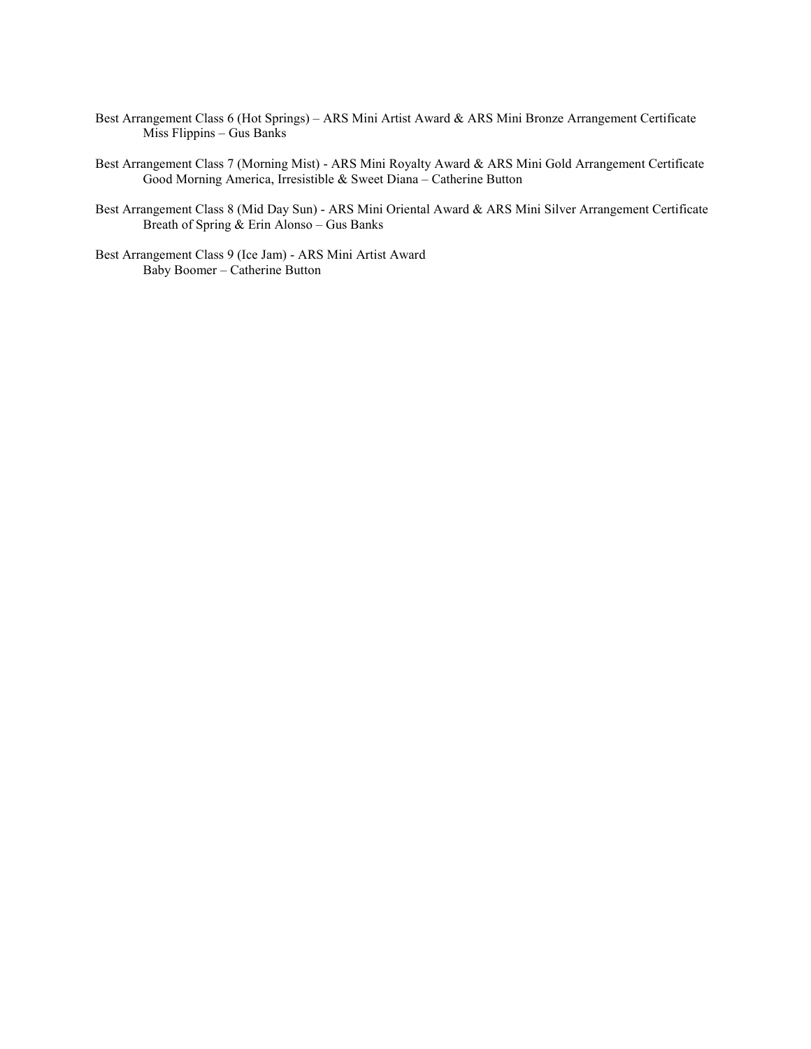Best Arrangement Class 6 (Hot Springs) – ARS Mini Artist Award & ARS Mini Bronze Arrangement Certificate
Miss Flippins – Gus Banks

Best Arrangement Class 7 (Morning Mist) - ARS Mini Royalty Award & ARS Mini Gold Arrangement Certificate
Good Morning America, Irresistible & Sweet Diana – Catherine Button

Best Arrangement Class 8 (Mid Day Sun) - ARS Mini Oriental Award & ARS Mini Silver Arrangement Certificate
Breath of Spring & Erin Alonso – Gus Banks

Best Arrangement Class 9 (Ice Jam) - ARS Mini Artist Award
Baby Boomer – Catherine Button